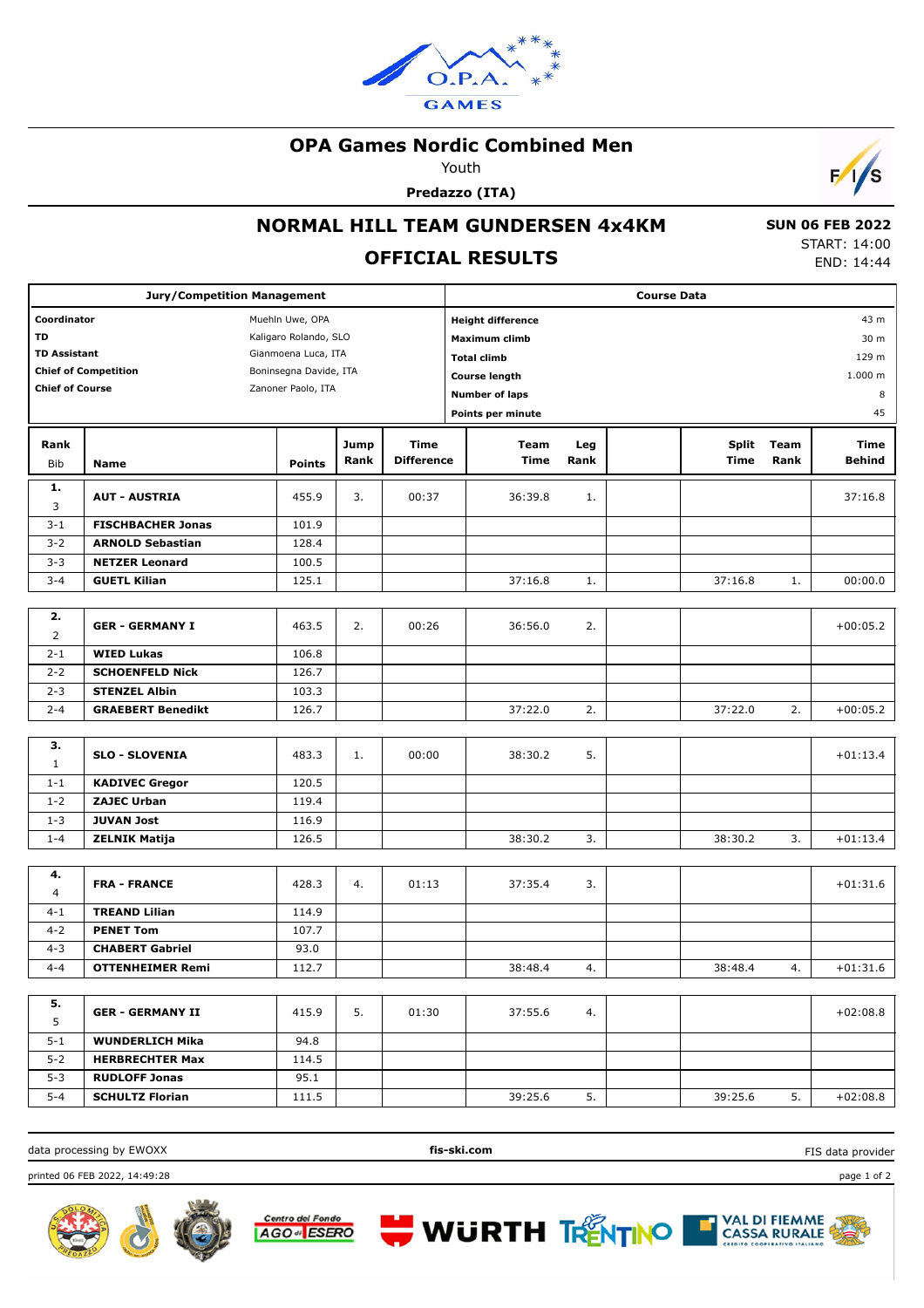# OPA Games Nordic Combined Men

Youth

**Predazzo (ITA)**

## NORMAL HILL TEAM GUNDERSEN 4x4KM

## OFFICIAL RESULTS

**SUN 06 FEB 2022**
START: 14:00
END: 14:44

| Jury/Competition Management | |
|---|---|
| **Coordinator** | Muehln Uwe, OPA |
| **TD** | Kaligaro Rolando, SLO |
| **TD Assistant** | Gianmoena Luca, ITA |
| **Chief of Competition** | Boninsegna Davide, ITA |
| **Chief of Course** | Zanoner Paolo, ITA |

| Course Data | |
|---|---|
| **Height difference** | 43 m |
| **Maximum climb** | 30 m |
| **Total climb** | 129 m |
| **Course length** | 1.000 m |
| **Number of laps** | 8 |
| **Points per minute** | 45 |

| Rank / Bib | Name | Points | Jump Rank | Time Difference | Team Time | Leg Rank | | Split Time | Team Rank | Time Behind |
|---|---|---|---|---|---|---|---|---|---|---|
| **1.** 3 | **AUT - AUSTRIA** | 455.9 | 3. | 00:37 | 36:39.8 | 1. | | | | 37:16.8 |
| 3-1 | **FISCHBACHER Jonas** | 101.9 | | | | | | | | |
| 3-2 | **ARNOLD Sebastian** | 128.4 | | | | | | | | |
| 3-3 | **NETZER Leonard** | 100.5 | | | | | | | | |
| 3-4 | **GUETL Kilian** | 125.1 | | | 37:16.8 | 1. | | 37:16.8 | 1. | 00:00.0 |
| **2.** 2 | **GER - GERMANY I** | 463.5 | 2. | 00:26 | 36:56.0 | 2. | | | | +00:05.2 |
| 2-1 | **WIED Lukas** | 106.8 | | | | | | | | |
| 2-2 | **SCHOENFELD Nick** | 126.7 | | | | | | | | |
| 2-3 | **STENZEL Albin** | 103.3 | | | | | | | | |
| 2-4 | **GRAEBERT Benedikt** | 126.7 | | | 37:22.0 | 2. | | 37:22.0 | 2. | +00:05.2 |
| **3.** 1 | **SLO - SLOVENIA** | 483.3 | 1. | 00:00 | 38:30.2 | 5. | | | | +01:13.4 |
| 1-1 | **KADIVEC Gregor** | 120.5 | | | | | | | | |
| 1-2 | **ZAJEC Urban** | 119.4 | | | | | | | | |
| 1-3 | **JUVAN Jost** | 116.9 | | | | | | | | |
| 1-4 | **ZELNIK Matija** | 126.5 | | | 38:30.2 | 3. | | 38:30.2 | 3. | +01:13.4 |
| **4.** 4 | **FRA - FRANCE** | 428.3 | 4. | 01:13 | 37:35.4 | 3. | | | | +01:31.6 |
| 4-1 | **TREAND Lilian** | 114.9 | | | | | | | | |
| 4-2 | **PENET Tom** | 107.7 | | | | | | | | |
| 4-3 | **CHABERT Gabriel** | 93.0 | | | | | | | | |
| 4-4 | **OTTENHEIMER Remi** | 112.7 | | | 38:48.4 | 4. | | 38:48.4 | 4. | +01:31.6 |
| **5.** 5 | **GER - GERMANY II** | 415.9 | 5. | 01:30 | 37:55.6 | 4. | | | | +02:08.8 |
| 5-1 | **WUNDERLICH Mika** | 94.8 | | | | | | | | |
| 5-2 | **HERBRECHTER Max** | 114.5 | | | | | | | | |
| 5-3 | **RUDLOFF Jonas** | 95.1 | | | | | | | | |
| 5-4 | **SCHULTZ Florian** | 111.5 | | | 39:25.6 | 5. | | 39:25.6 | 5. | +02:08.8 |

data processing by EWOXX | **fis-ski.com** | FIS data provider

printed 06 FEB 2022, 14:49:28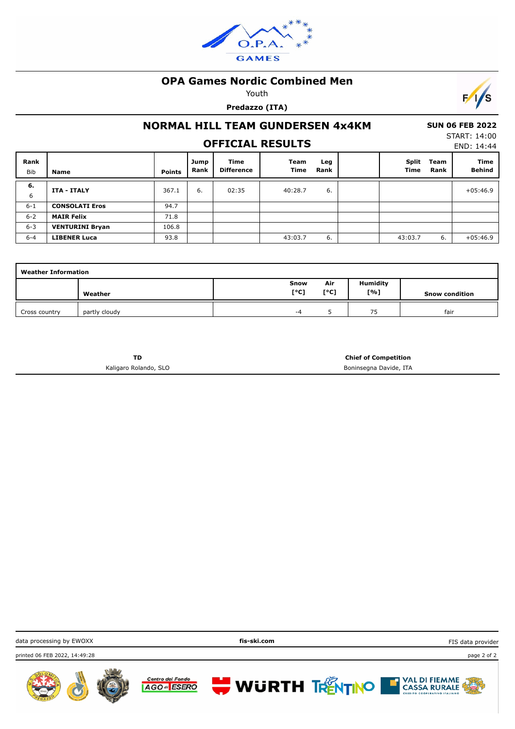# OPA Games Nordic Combined Men

Youth

**Predazzo (ITA)**

## NORMAL HILL TEAM GUNDERSEN 4x4KM

**SUN 06 FEB 2022**
START: 14:00
END: 14:44

## OFFICIAL RESULTS

| Rank<br>Bib | Name | Points | Jump Rank | Time Difference | Team Time | Leg Rank | | Split Time | Team Rank | Time Behind |
|---|---|---|---|---|---|---|---|---|---|---|
| **6.**<br>6 | **ITA - ITALY** | 367.1 | 6. | 02:35 | 40:28.7 | 6. | | | | +05:46.9 |
| 6-1 | **CONSOLATI Eros** | 94.7 | | | | | | | | |
| 6-2 | **MAIR Felix** | 71.8 | | | | | | | | |
| 6-3 | **VENTURINI Bryan** | 106.8 | | | | | | | | |
| 6-4 | **LIBENER Luca** | 93.8 | | | 43:03.7 | 6. | | 43:03.7 | 6. | +05:46.9 |

**Weather Information**

| | Weather | Snow [°C] | Air [°C] | Humidity [%] | Snow condition |
|---|---|---|---|---|---|
| Cross country | partly cloudy | -4 | 5 | 75 | fair |

**TD**
Kaligaro Rolando, SLO

**Chief of Competition**
Boninsegna Davide, ITA

data processing by EWOXX | **fis-ski.com** | FIS data provider

printed 06 FEB 2022, 14:49:28